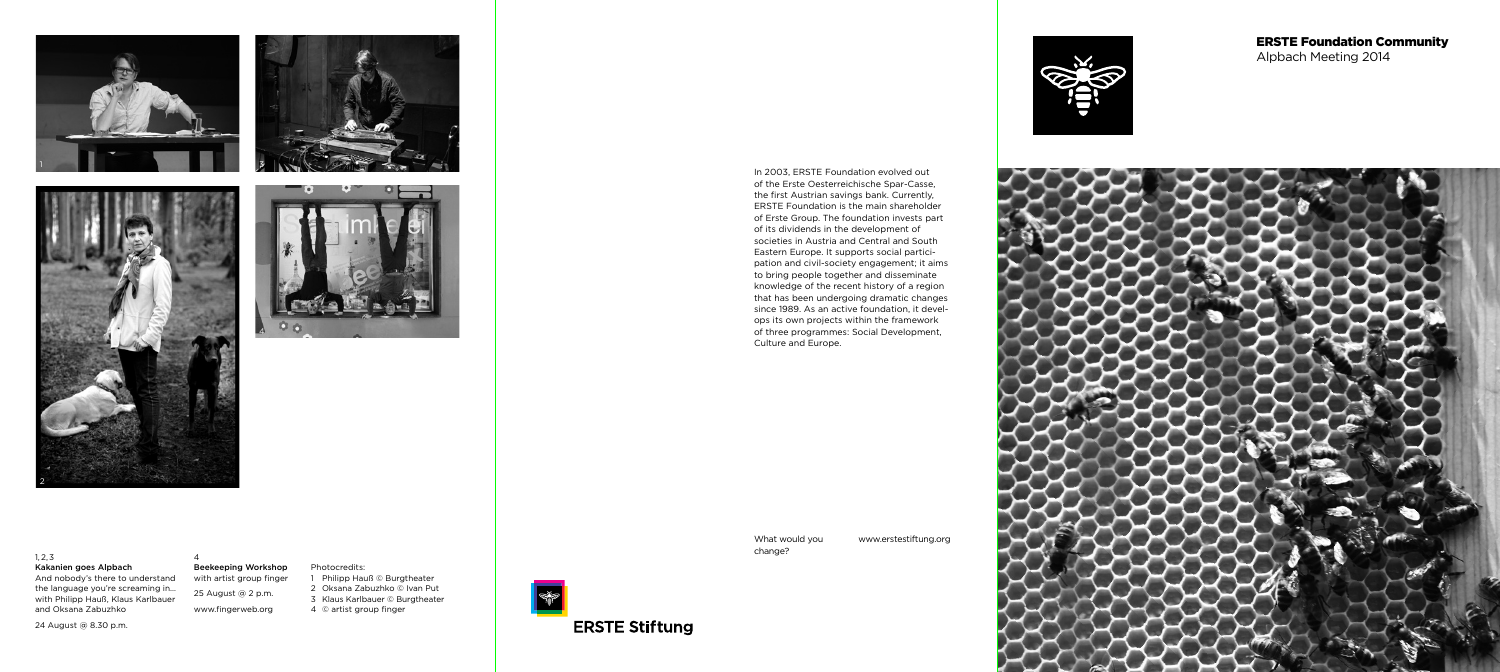## ERSTE Foundation Community

Alpbach Meeting 2014

In 2003, ERSTE Foundation evolved out of the Erste Oesterreichische Spar-Casse, the first Austrian savings bank. Currently, ERSTE Foundation is the main shareholder of Erste Group. The foundation invests part of its dividends in the development of societies in Austria and Central and South Eastern Europe. It supports social participation and civil-society engagement; it aims to bring people together and disseminate knowledge of the recent history of a region that has been undergoing dramatic changes since 1989. As an active foundation, it develops its own projects within the framework of three programmes: Social Development, Culture and Europe.

What would you change?

www.erstestiftung.org

ERSTE Stiftung

1, 2, 3
**Kakanien goes Alpbach**
And nobody's there to understand the language you're screaming in... with Philipp Hauß, Klaus Karlbauer and Oksana Zabuzhko

24 August @ 8.30 p.m.

4
**Beekeeping Workshop**
with artist group finger

25 August @ 2 p.m.

www.fingerweb.org

Photocredits:
1 Philipp Hauß © Burgtheater
2 Oksana Zabuzhko © Ivan Put
3 Klaus Karlbauer © Burgtheater
4 © artist group finger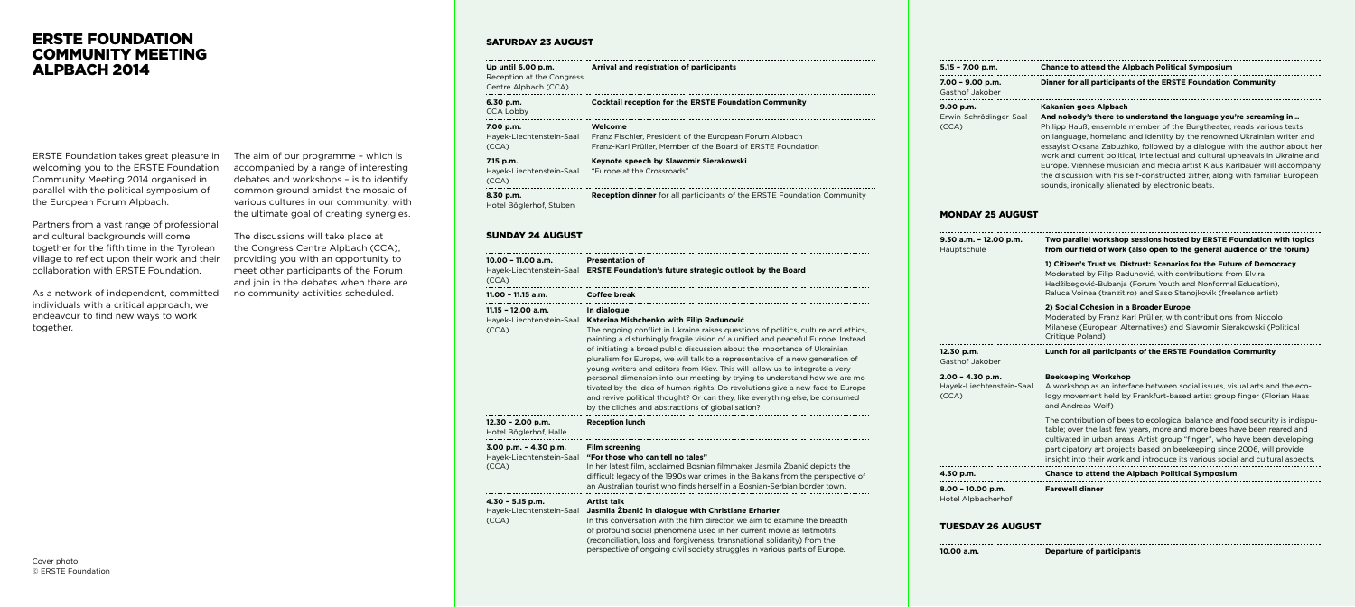# ERSTE FOUNDATION COMMUNITY MEETING ALPBACH 2014

ERSTE Foundation takes great pleasure in welcoming you to the ERSTE Foundation Community Meeting 2014 organised in parallel with the political symposium of the European Forum Alpbach.

Partners from a vast range of professional and cultural backgrounds will come together for the fifth time in the Tyrolean village to reflect upon their work and their collaboration with ERSTE Foundation.

As a network of independent, committed individuals with a critical approach, we endeavour to find new ways to work together.

The aim of our programme – which is accompanied by a range of interesting debates and workshops – is to identify common ground amidst the mosaic of various cultures in our community, with the ultimate goal of creating synergies.

The discussions will take place at the Congress Centre Alpbach (CCA), providing you with an opportunity to meet other participants of the Forum and join in the debates when there are no community activities scheduled.

Cover photo:
© ERSTE Foundation

## SATURDAY 23 AUGUST

| | |
|---|---|
| **Up until 6.00 p.m.**<br>Reception at the Congress Centre Alpbach (CCA) | **Arrival and registration of participants** |
| **6.30 p.m.**<br>CCA Lobby | **Cocktail reception for the ERSTE Foundation Community** |
| **7.00 p.m.**<br>Hayek-Liechtenstein-Saal (CCA) | **Welcome**<br>Franz Fischler, President of the European Forum Alpbach<br>Franz-Karl Prüller, Member of the Board of ERSTE Foundation |
| **7.15 p.m.**<br>Hayek-Liechtenstein-Saal (CCA) | **Keynote speech by Sławomir Sierakowski**<br>"Europe at the Crossroads" |
| **8.30 p.m.**<br>Hotel Böglerhof, Stuben | **Reception dinner** for all participants of the ERSTE Foundation Community |

## SUNDAY 24 AUGUST

| | |
|---|---|
| **10.00 – 11.00 a.m.**<br>Hayek-Liechtenstein-Saal (CCA) | **Presentation of ERSTE Foundation's future strategic outlook by the Board** |
| **11.00 – 11.15 a.m.** | **Coffee break** |
| **11.15 – 12.00 a.m.**<br>Hayek-Liechtenstein-Saal (CCA) | **In dialogue**<br>**Katerina Mishchenko with Filip Radunović**<br>The ongoing conflict in Ukraine raises questions of politics, culture and ethics, painting a disturbingly fragile vision of a unified and peaceful Europe. Instead of initiating a broad public discussion about the importance of Ukrainian pluralism for Europe, we will talk to a representative of a new generation of young writers and editors from Kiev. This will allow us to integrate a very personal dimension into our meeting by trying to understand how we are motivated by the idea of human rights. Do revolutions give a new face to Europe and revive political thought? Or can they, like everything else, be consumed by the clichés and abstractions of globalisation? |
| **12.30 – 2.00 p.m.**<br>Hotel Böglerhof, Halle | **Reception lunch** |
| **3.00 p.m. – 4.30 p.m.**<br>Hayek-Liechtenstein-Saal (CCA) | **Film screening**<br>**"For those who can tell no tales"**<br>In her latest film, acclaimed Bosnian filmmaker Jasmila Žbanić depicts the difficult legacy of the 1990s war crimes in the Balkans from the perspective of an Australian tourist who finds herself in a Bosnian-Serbian border town. |
| **4.30 – 5.15 p.m.**<br>Hayek-Liechtenstein-Saal (CCA) | **Artist talk**<br>**Jasmila Žbanić in dialogue with Christiane Erharter**<br>In this conversation with the film director, we aim to examine the breadth of profound social phenomena used in her current movie as leitmotifs (reconciliation, loss and forgiveness, transnational solidarity) from the perspective of ongoing civil society struggles in various parts of Europe. |
| **5.15 – 7.00 p.m.** | **Chance to attend the Alpbach Political Symposium** |
| **7.00 – 9.00 p.m.**<br>Gasthof Jakober | **Dinner for all participants of the ERSTE Foundation Community** |
| **9.00 p.m.**<br>Erwin-Schrödinger-Saal (CCA) | **Kakanien goes Alpbach**<br>**And nobody's there to understand the language you're screaming in…**<br>Philipp Hauß, ensemble member of the Burgtheater, reads various texts on language, homeland and identity by the renowned Ukrainian writer and essayist Oksana Zabuzhko, followed by a dialogue with the author about her work and current political, intellectual and cultural upheavals in Ukraine and Europe. Viennese musician and media artist Klaus Karlbauer will accompany the discussion with his self-constructed zither, along with familiar European sounds, ironically alienated by electronic beats. |

## MONDAY 25 AUGUST

| | |
|---|---|
| **9.30 a.m. – 12.00 p.m.**<br>Hauptschule | **Two parallel workshop sessions hosted by ERSTE Foundation with topics from our field of work (also open to the general audience of the forum)**<br>**1) Citizen's Trust vs. Distrust: Scenarios for the Future of Democracy**<br>Moderated by Filip Radunović, with contributions from Elvira Hadžibegović-Bubanja (Forum Youth and Nonformal Education), Raluca Voinea (tranzit.ro) and Saso Stanojkovik (freelance artist)<br>**2) Social Cohesion in a Broader Europe**<br>Moderated by Franz Karl Prüller, with contributions from Niccolo Milanese (European Alternatives) and Slawomir Sierakowski (Political Critique Poland) |
| **12.30 p.m.**<br>Gasthof Jakober | **Lunch for all participants of the ERSTE Foundation Community** |
| **2.00 – 4.30 p.m.**<br>Hayek-Liechtenstein-Saal (CCA) | **Beekeeping Workshop**<br>A workshop as an interface between social issues, visual arts and the ecology movement held by Frankfurt-based artist group finger (Florian Haas and Andreas Wolf)<br>The contribution of bees to ecological balance and food security is indispu­table; over the last few years, more and more bees have been reared and cultivated in urban areas. Artist group "finger", who have been developing participatory art projects based on beekeeping since 2006, will provide insight into their work and introduce its various social and cultural aspects. |
| **4.30 p.m.** | **Chance to attend the Alpbach Political Symposium** |
| **8.00 – 10.00 p.m.**<br>Hotel Alpbacherhof | **Farewell dinner** |

## TUESDAY 26 AUGUST

| | |
|---|---|
| **10.00 a.m.** | **Departure of participants** |